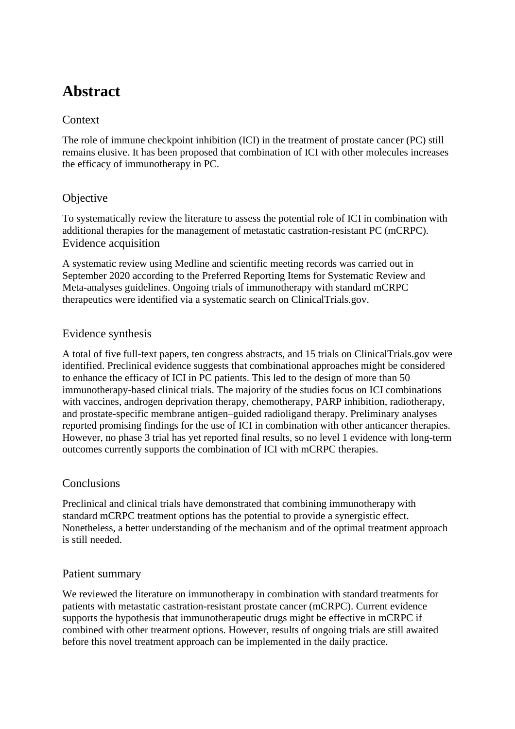# Abstract

## Context

The role of immune checkpoint inhibition (ICI) in the treatment of prostate cancer (PC) still remains elusive. It has been proposed that combination of ICI with other molecules increases the efficacy of immunotherapy in PC.

## Objective

To systematically review the literature to assess the potential role of ICI in combination with additional therapies for the management of metastatic castration-resistant PC (mCRPC).

## Evidence acquisition

A systematic review using Medline and scientific meeting records was carried out in September 2020 according to the Preferred Reporting Items for Systematic Review and Meta-analyses guidelines. Ongoing trials of immunotherapy with standard mCRPC therapeutics were identified via a systematic search on ClinicalTrials.gov.

## Evidence synthesis

A total of five full-text papers, ten congress abstracts, and 15 trials on ClinicalTrials.gov were identified. Preclinical evidence suggests that combinational approaches might be considered to enhance the efficacy of ICI in PC patients. This led to the design of more than 50 immunotherapy-based clinical trials. The majority of the studies focus on ICI combinations with vaccines, androgen deprivation therapy, chemotherapy, PARP inhibition, radiotherapy, and prostate-specific membrane antigen–guided radioligand therapy. Preliminary analyses reported promising findings for the use of ICI in combination with other anticancer therapies. However, no phase 3 trial has yet reported final results, so no level 1 evidence with long-term outcomes currently supports the combination of ICI with mCRPC therapies.

## Conclusions

Preclinical and clinical trials have demonstrated that combining immunotherapy with standard mCRPC treatment options has the potential to provide a synergistic effect. Nonetheless, a better understanding of the mechanism and of the optimal treatment approach is still needed.

## Patient summary

We reviewed the literature on immunotherapy in combination with standard treatments for patients with metastatic castration-resistant prostate cancer (mCRPC). Current evidence supports the hypothesis that immunotherapeutic drugs might be effective in mCRPC if combined with other treatment options. However, results of ongoing trials are still awaited before this novel treatment approach can be implemented in the daily practice.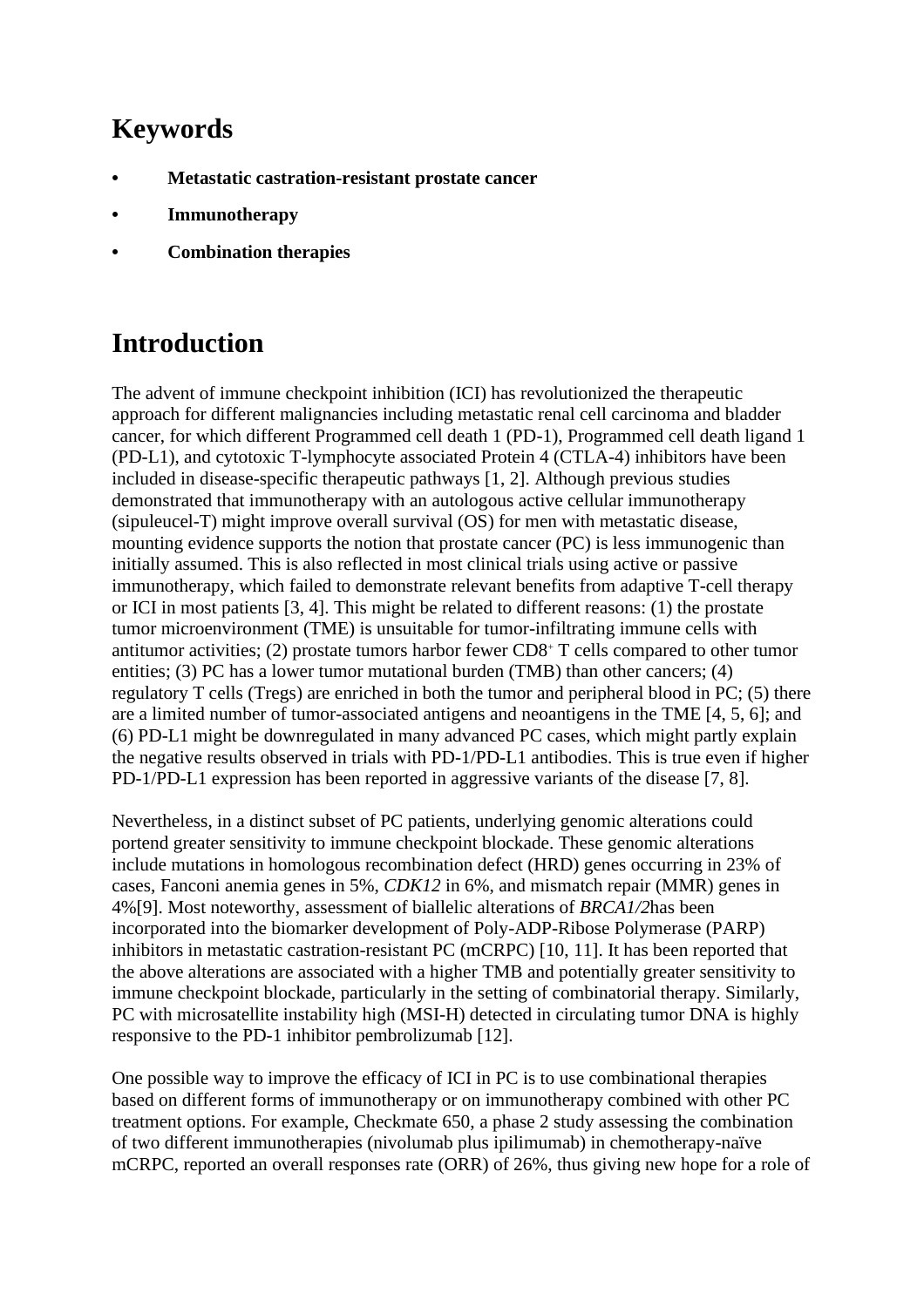# Keywords

- **Metastatic castration-resistant prostate cancer**
- **Immunotherapy**
- **Combination therapies**

# Introduction

The advent of immune checkpoint inhibition (ICI) has revolutionized the therapeutic approach for different malignancies including metastatic renal cell carcinoma and bladder cancer, for which different Programmed cell death 1 (PD-1), Programmed cell death ligand 1 (PD-L1), and cytotoxic T-lymphocyte associated Protein 4 (CTLA-4) inhibitors have been included in disease-specific therapeutic pathways [1, 2]. Although previous studies demonstrated that immunotherapy with an autologous active cellular immunotherapy (sipuleucel-T) might improve overall survival (OS) for men with metastatic disease, mounting evidence supports the notion that prostate cancer (PC) is less immunogenic than initially assumed. This is also reflected in most clinical trials using active or passive immunotherapy, which failed to demonstrate relevant benefits from adaptive T-cell therapy or ICI in most patients [3, 4]. This might be related to different reasons: (1) the prostate tumor microenvironment (TME) is unsuitable for tumor-infiltrating immune cells with antitumor activities; (2) prostate tumors harbor fewer $CD8^{+}$ T cells compared to other tumor entities; (3) PC has a lower tumor mutational burden (TMB) than other cancers; (4) regulatory T cells (Tregs) are enriched in both the tumor and peripheral blood in PC; (5) there are a limited number of tumor-associated antigens and neoantigens in the TME [4, 5, 6]; and (6) PD-L1 might be downregulated in many advanced PC cases, which might partly explain the negative results observed in trials with PD-1/PD-L1 antibodies. This is true even if higher PD-1/PD-L1 expression has been reported in aggressive variants of the disease [7, 8].

Nevertheless, in a distinct subset of PC patients, underlying genomic alterations could portend greater sensitivity to immune checkpoint blockade. These genomic alterations include mutations in homologous recombination defect (HRD) genes occurring in 23% of cases, Fanconi anemia genes in 5%, *CDK12* in 6%, and mismatch repair (MMR) genes in 4%[9]. Most noteworthy, assessment of biallelic alterations of *BRCA1/2*has been incorporated into the biomarker development of Poly-ADP-Ribose Polymerase (PARP) inhibitors in metastatic castration-resistant PC (mCRPC) [10, 11]. It has been reported that the above alterations are associated with a higher TMB and potentially greater sensitivity to immune checkpoint blockade, particularly in the setting of combinatorial therapy. Similarly, PC with microsatellite instability high (MSI-H) detected in circulating tumor DNA is highly responsive to the PD-1 inhibitor pembrolizumab [12].

One possible way to improve the efficacy of ICI in PC is to use combinational therapies based on different forms of immunotherapy or on immunotherapy combined with other PC treatment options. For example, Checkmate 650, a phase 2 study assessing the combination of two different immunotherapies (nivolumab plus ipilimumab) in chemotherapy-naïve mCRPC, reported an overall responses rate (ORR) of 26%, thus giving new hope for a role of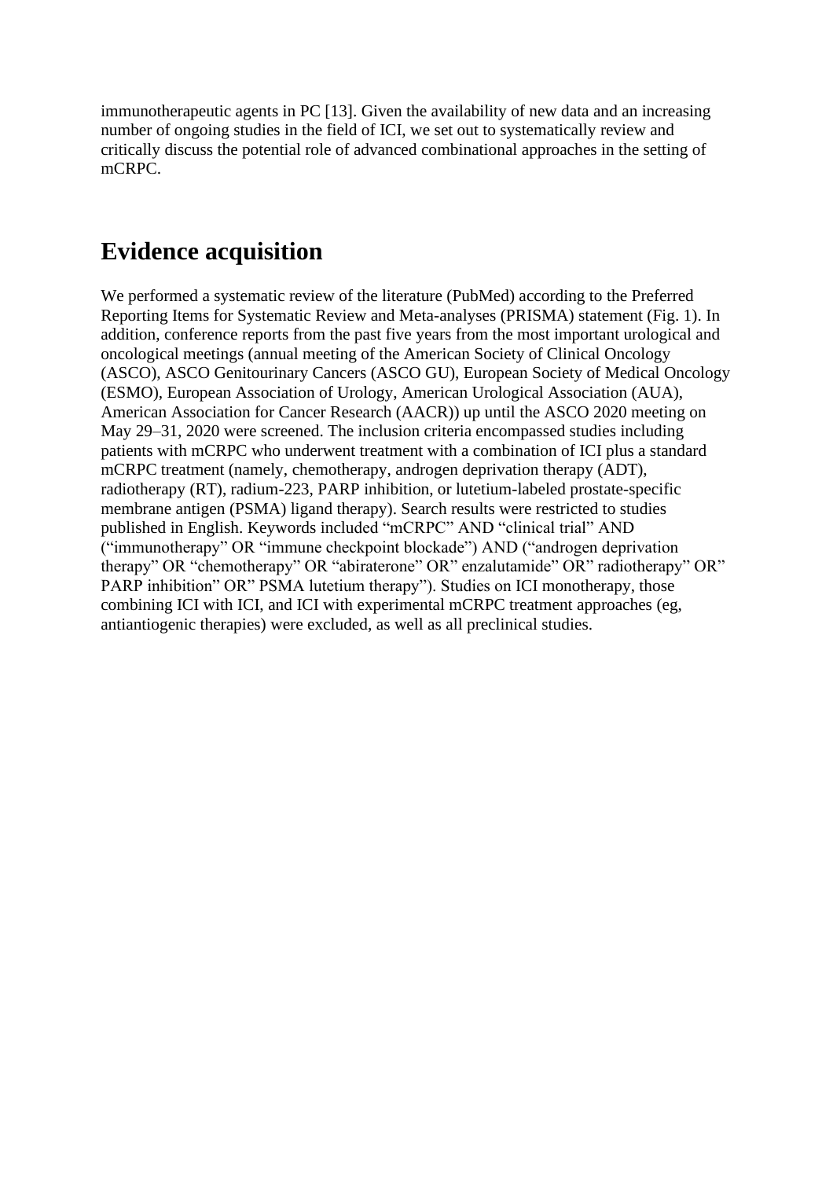immunotherapeutic agents in PC [13]. Given the availability of new data and an increasing number of ongoing studies in the field of ICI, we set out to systematically review and critically discuss the potential role of advanced combinational approaches in the setting of mCRPC.

## Evidence acquisition

We performed a systematic review of the literature (PubMed) according to the Preferred Reporting Items for Systematic Review and Meta-analyses (PRISMA) statement (Fig. 1). In addition, conference reports from the past five years from the most important urological and oncological meetings (annual meeting of the American Society of Clinical Oncology (ASCO), ASCO Genitourinary Cancers (ASCO GU), European Society of Medical Oncology (ESMO), European Association of Urology, American Urological Association (AUA), American Association for Cancer Research (AACR)) up until the ASCO 2020 meeting on May 29–31, 2020 were screened. The inclusion criteria encompassed studies including patients with mCRPC who underwent treatment with a combination of ICI plus a standard mCRPC treatment (namely, chemotherapy, androgen deprivation therapy (ADT), radiotherapy (RT), radium-223, PARP inhibition, or lutetium-labeled prostate-specific membrane antigen (PSMA) ligand therapy). Search results were restricted to studies published in English. Keywords included "mCRPC" AND "clinical trial" AND ("immunotherapy" OR "immune checkpoint blockade") AND ("androgen deprivation therapy" OR "chemotherapy" OR "abiraterone" OR" enzalutamide" OR" radiotherapy" OR" PARP inhibition" OR" PSMA lutetium therapy"). Studies on ICI monotherapy, those combining ICI with ICI, and ICI with experimental mCRPC treatment approaches (eg, antiantiogenic therapies) were excluded, as well as all preclinical studies.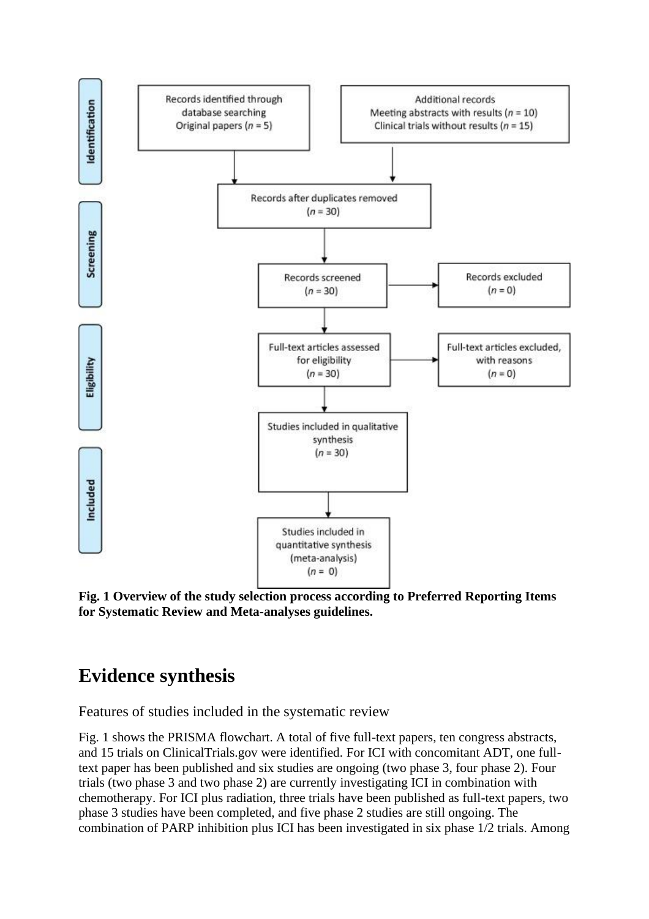Identification

Records identified through database searching
Original papers ($n$ = 5)

Additional records
Meeting abstracts with results ($n$ = 10)
Clinical trials without results ($n$ = 15)

Records after duplicates removed
($n$ = 30)

Screening

Records screened
($n$ = 30)

Records excluded
($n$ = 0)

Eligibility

Full-text articles assessed for eligibility
($n$ = 30)

Full-text articles excluded, with reasons
($n$ = 0)

Included

Studies included in qualitative synthesis
($n$ = 30)

Studies included in quantitative synthesis (meta-analysis)
($n$ = 0)

**Fig. 1 Overview of the study selection process according to Preferred Reporting Items for Systematic Review and Meta-analyses guidelines.**

# Evidence synthesis

## Features of studies included in the systematic review

Fig. 1 shows the PRISMA flowchart. A total of five full-text papers, ten congress abstracts, and 15 trials on ClinicalTrials.gov were identified. For ICI with concomitant ADT, one full-text paper has been published and six studies are ongoing (two phase 3, four phase 2). Four trials (two phase 3 and two phase 2) are currently investigating ICI in combination with chemotherapy. For ICI plus radiation, three trials have been published as full-text papers, two phase 3 studies have been completed, and five phase 2 studies are still ongoing. The combination of PARP inhibition plus ICI has been investigated in six phase 1/2 trials. Among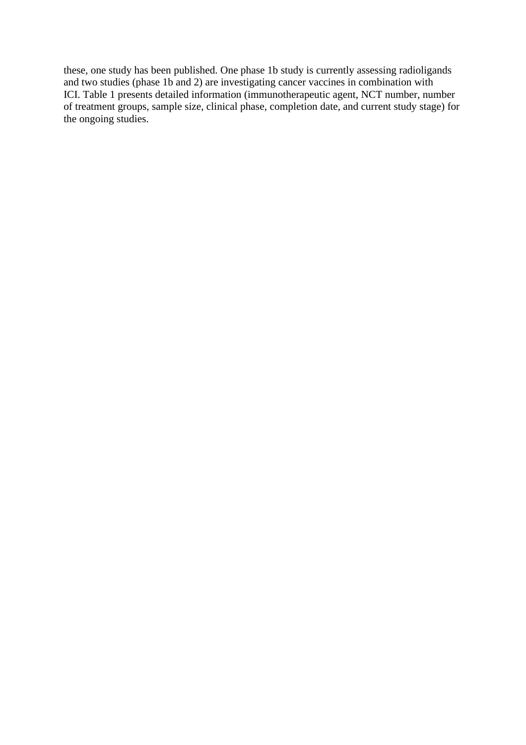these, one study has been published. One phase 1b study is currently assessing radioligands and two studies (phase 1b and 2) are investigating cancer vaccines in combination with ICI. Table 1 presents detailed information (immunotherapeutic agent, NCT number, number of treatment groups, sample size, clinical phase, completion date, and current study stage) for the ongoing studies.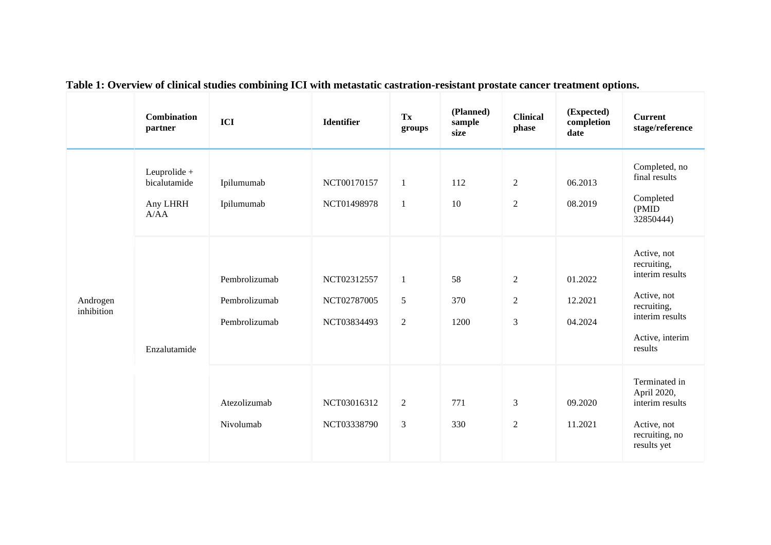**Table 1: Overview of clinical studies combining ICI with metastatic castration-resistant prostate cancer treatment options.**

| | Combination partner | ICI | Identifier | Tx groups | (Planned) sample size | Clinical phase | (Expected) completion date | Current stage/reference |
|---|---|---|---|---|---|---|---|---|
| Androgen inhibition | Leuprolide + bicalutamide | Ipilumumab | NCT00170157 | 1 | 112 | 2 | 06.2013 | Completed, no final results |
| | Any LHRH A/AA | Ipilumumab | NCT01498978 | 1 | 10 | 2 | 08.2019 | Completed (PMID 32850444) |
| | Enzalutamide | Pembrolizumab | NCT02312557 | 1 | 58 | 2 | 01.2022 | Active, not recruiting, interim results |
| | | Pembrolizumab | NCT02787005 | 5 | 370 | 2 | 12.2021 | Active, not recruiting, interim results |
| | | Pembrolizumab | NCT03834493 | 2 | 1200 | 3 | 04.2024 | Active, interim results |
| | | Atezolizumab | NCT03016312 | 2 | 771 | 3 | 09.2020 | Terminated in April 2020, interim results |
| | | Nivolumab | NCT03338790 | 3 | 330 | 2 | 11.2021 | Active, not recruiting, no results yet |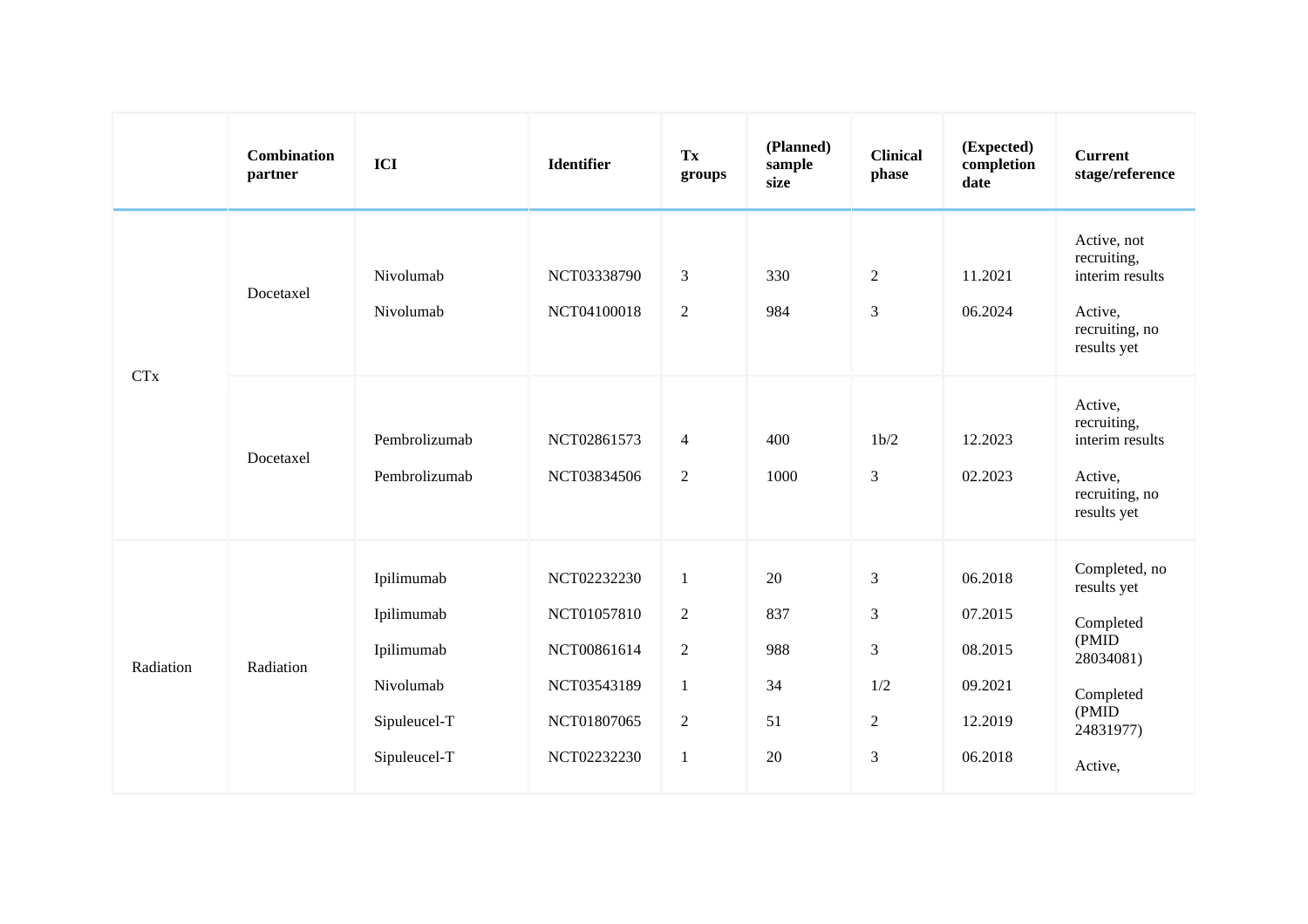| | Combination partner | ICI | Identifier | Tx groups | (Planned) sample size | Clinical phase | (Expected) completion date | Current stage/reference |
|---|---|---|---|---|---|---|---|---|
| CTx | Docetaxel | Nivolumab | NCT03338790 | 3 | 330 | 2 | 11.2021 | Active, not recruiting, interim results |
| | | Nivolumab | NCT04100018 | 2 | 984 | 3 | 06.2024 | Active, recruiting, no results yet |
| | Docetaxel | Pembrolizumab | NCT02861573 | 4 | 400 | 1b/2 | 12.2023 | Active, recruiting, interim results |
| | | Pembrolizumab | NCT03834506 | 2 | 1000 | 3 | 02.2023 | Active, recruiting, no results yet |
| Radiation | Radiation | Ipilimumab | NCT02232230 | 1 | 20 | 3 | 06.2018 | Completed, no results yet |
| | | Ipilimumab | NCT01057810 | 2 | 837 | 3 | 07.2015 | Completed (PMID 28034081) |
| | | Ipilimumab | NCT00861614 | 2 | 988 | 3 | 08.2015 | Completed (PMID 24831977) |
| | | Nivolumab | NCT03543189 | 1 | 34 | 1/2 | 09.2021 | Active, |
| | | Sipuleucel-T | NCT01807065 | 2 | 51 | 2 | 12.2019 | |
| | | Sipuleucel-T | NCT02232230 | 1 | 20 | 3 | 06.2018 | |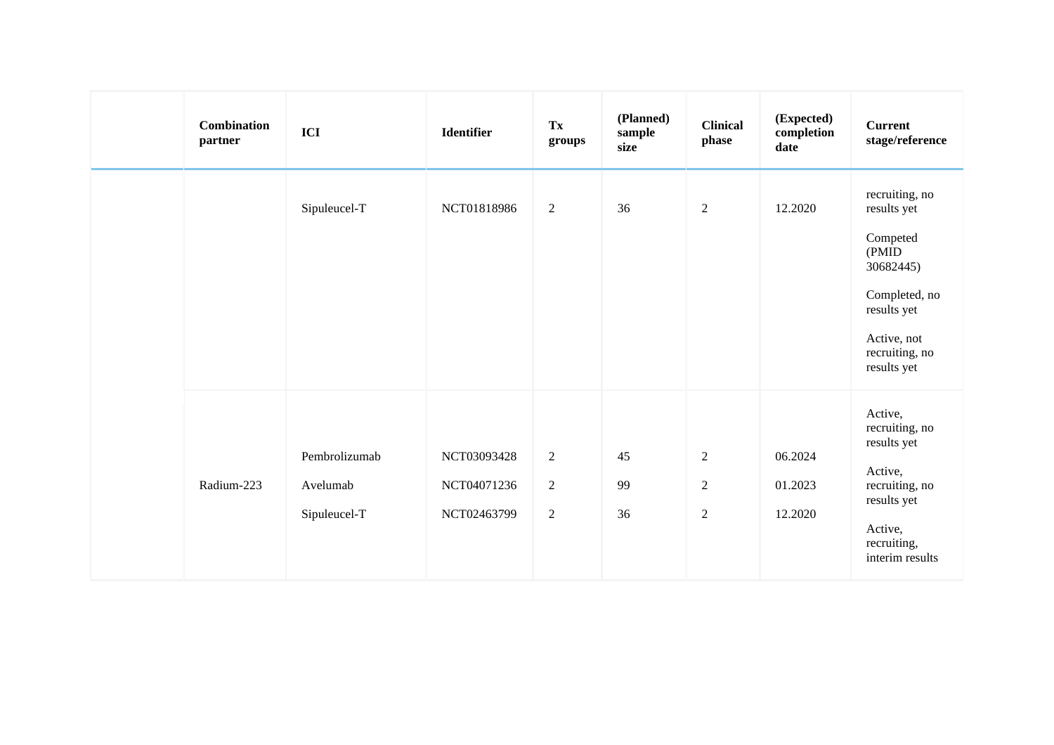| | Combination partner | ICI | Identifier | Tx groups | (Planned) sample size | Clinical phase | (Expected) completion date | Current stage/reference |
|---|---|---|---|---|---|---|---|---|
| | | Sipuleucel-T | NCT01818986 | 2 | 36 | 2 | 12.2020 | recruiting, no results yet<br><br>Competed (PMID 30682445)<br><br>Completed, no results yet<br><br>Active, not recruiting, no results yet |
| | Radium-223 | Pembrolizumab<br><br>Avelumab<br><br>Sipuleucel-T | NCT03093428<br><br>NCT04071236<br><br>NCT02463799 | 2<br><br>2<br><br>2 | 45<br><br>99<br><br>36 | 2<br><br>2<br><br>2 | 06.2024<br><br>01.2023<br><br>12.2020 | Active, recruiting, no results yet<br><br>Active, recruiting, no results yet<br><br>Active, recruiting, interim results |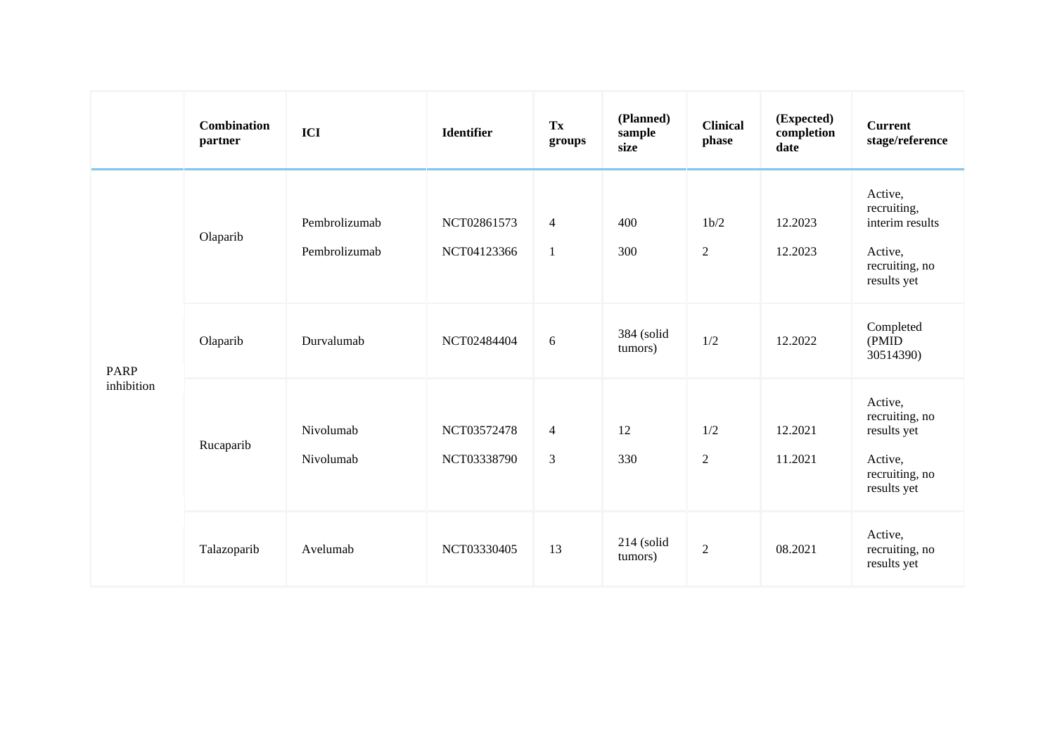| | Combination partner | ICI | Identifier | Tx groups | (Planned) sample size | Clinical phase | (Expected) completion date | Current stage/reference |
|---|---|---|---|---|---|---|---|---|
| PARP inhibition | Olaparib | Pembrolizumab | NCT02861573 | 4 | 400 | 1b/2 | 12.2023 | Active, recruiting, interim results |
| | | Pembrolizumab | NCT04123366 | 1 | 300 | 2 | 12.2023 | Active, recruiting, no results yet |
| | Olaparib | Durvalumab | NCT02484404 | 6 | 384 (solid tumors) | 1/2 | 12.2022 | Completed (PMID 30514390) |
| | Rucaparib | Nivolumab | NCT03572478 | 4 | 12 | 1/2 | 12.2021 | Active, recruiting, no results yet |
| | | Nivolumab | NCT03338790 | 3 | 330 | 2 | 11.2021 | Active, recruiting, no results yet |
| | Talazoparib | Avelumab | NCT03330405 | 13 | 214 (solid tumors) | 2 | 08.2021 | Active, recruiting, no results yet |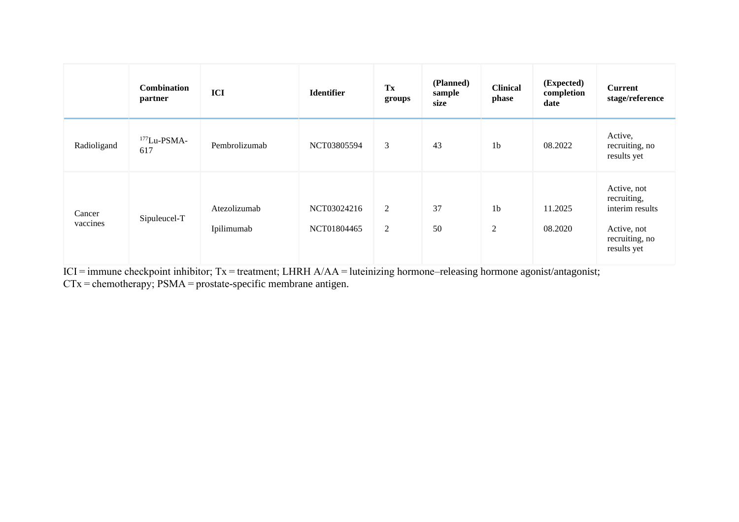| | Combination partner | ICI | Identifier | Tx groups | (Planned) sample size | Clinical phase | (Expected) completion date | Current stage/reference |
|---|---|---|---|---|---|---|---|---|
| Radioligand | $^{177}$Lu-PSMA-617 | Pembrolizumab | NCT03805594 | 3 | 43 | 1b | 08.2022 | Active, recruiting, no results yet |
| Cancer vaccines | Sipuleucel-T | Atezolizumab | NCT03024216 | 2 | 37 | 1b | 11.2025 | Active, not recruiting, interim results |
| | | Ipilimumab | NCT01804465 | 2 | 50 | 2 | 08.2020 | Active, not recruiting, no results yet |

ICI = immune checkpoint inhibitor; Tx = treatment; LHRH A/AA = luteinizing hormone–releasing hormone agonist/antagonist; CTx = chemotherapy; PSMA = prostate-specific membrane antigen.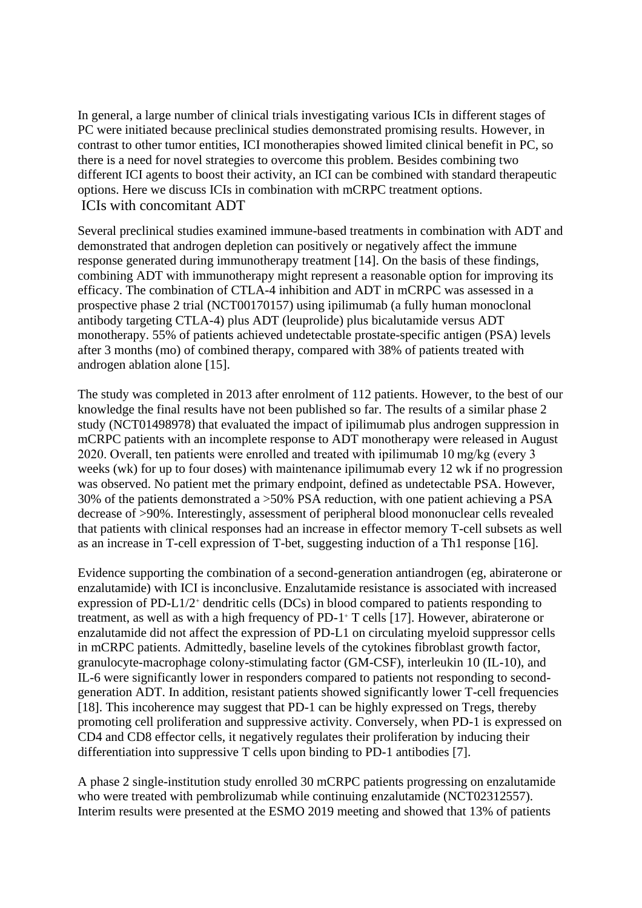In general, a large number of clinical trials investigating various ICIs in different stages of PC were initiated because preclinical studies demonstrated promising results. However, in contrast to other tumor entities, ICI monotherapies showed limited clinical benefit in PC, so there is a need for novel strategies to overcome this problem. Besides combining two different ICI agents to boost their activity, an ICI can be combined with standard therapeutic options. Here we discuss ICIs in combination with mCRPC treatment options.

## ICIs with concomitant ADT

Several preclinical studies examined immune-based treatments in combination with ADT and demonstrated that androgen depletion can positively or negatively affect the immune response generated during immunotherapy treatment [14]. On the basis of these findings, combining ADT with immunotherapy might represent a reasonable option for improving its efficacy. The combination of CTLA-4 inhibition and ADT in mCRPC was assessed in a prospective phase 2 trial (NCT00170157) using ipilimumab (a fully human monoclonal antibody targeting CTLA-4) plus ADT (leuprolide) plus bicalutamide versus ADT monotherapy. 55% of patients achieved undetectable prostate-specific antigen (PSA) levels after 3 months (mo) of combined therapy, compared with 38% of patients treated with androgen ablation alone [15].

The study was completed in 2013 after enrolment of 112 patients. However, to the best of our knowledge the final results have not been published so far. The results of a similar phase 2 study (NCT01498978) that evaluated the impact of ipilimumab plus androgen suppression in mCRPC patients with an incomplete response to ADT monotherapy were released in August 2020. Overall, ten patients were enrolled and treated with ipilimumab 10 mg/kg (every 3 weeks (wk) for up to four doses) with maintenance ipilimumab every 12 wk if no progression was observed. No patient met the primary endpoint, defined as undetectable PSA. However, 30% of the patients demonstrated a >50% PSA reduction, with one patient achieving a PSA decrease of >90%. Interestingly, assessment of peripheral blood mononuclear cells revealed that patients with clinical responses had an increase in effector memory T-cell subsets as well as an increase in T-cell expression of T-bet, suggesting induction of a Th1 response [16].

Evidence supporting the combination of a second-generation antiandrogen (eg, abiraterone or enzalutamide) with ICI is inconclusive. Enzalutamide resistance is associated with increased expression of PD-L1/2$^{+}$ dendritic cells (DCs) in blood compared to patients responding to treatment, as well as with a high frequency of PD-1$^{+}$ T cells [17]. However, abiraterone or enzalutamide did not affect the expression of PD-L1 on circulating myeloid suppressor cells in mCRPC patients. Admittedly, baseline levels of the cytokines fibroblast growth factor, granulocyte-macrophage colony-stimulating factor (GM-CSF), interleukin 10 (IL-10), and IL-6 were significantly lower in responders compared to patients not responding to second-generation ADT. In addition, resistant patients showed significantly lower T-cell frequencies [18]. This incoherence may suggest that PD-1 can be highly expressed on Tregs, thereby promoting cell proliferation and suppressive activity. Conversely, when PD-1 is expressed on CD4 and CD8 effector cells, it negatively regulates their proliferation by inducing their differentiation into suppressive T cells upon binding to PD-1 antibodies [7].

A phase 2 single-institution study enrolled 30 mCRPC patients progressing on enzalutamide who were treated with pembrolizumab while continuing enzalutamide (NCT02312557). Interim results were presented at the ESMO 2019 meeting and showed that 13% of patients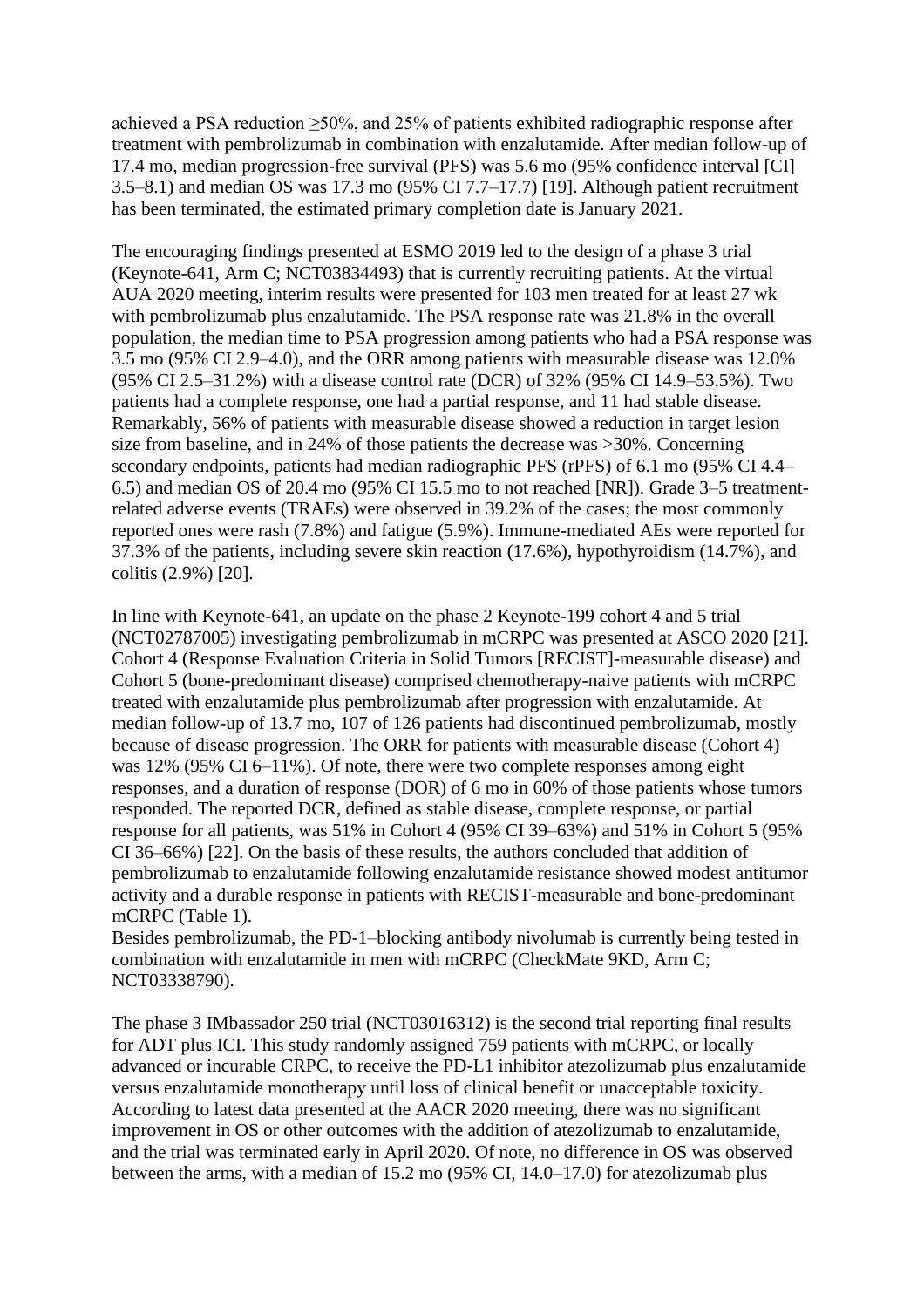achieved a PSA reduction ≥50%, and 25% of patients exhibited radiographic response after treatment with pembrolizumab in combination with enzalutamide. After median follow-up of 17.4 mo, median progression-free survival (PFS) was 5.6 mo (95% confidence interval [CI] 3.5–8.1) and median OS was 17.3 mo (95% CI 7.7–17.7) [19]. Although patient recruitment has been terminated, the estimated primary completion date is January 2021.

The encouraging findings presented at ESMO 2019 led to the design of a phase 3 trial (Keynote-641, Arm C; NCT03834493) that is currently recruiting patients. At the virtual AUA 2020 meeting, interim results were presented for 103 men treated for at least 27 wk with pembrolizumab plus enzalutamide. The PSA response rate was 21.8% in the overall population, the median time to PSA progression among patients who had a PSA response was 3.5 mo (95% CI 2.9–4.0), and the ORR among patients with measurable disease was 12.0% (95% CI 2.5–31.2%) with a disease control rate (DCR) of 32% (95% CI 14.9–53.5%). Two patients had a complete response, one had a partial response, and 11 had stable disease. Remarkably, 56% of patients with measurable disease showed a reduction in target lesion size from baseline, and in 24% of those patients the decrease was >30%. Concerning secondary endpoints, patients had median radiographic PFS (rPFS) of 6.1 mo (95% CI 4.4–6.5) and median OS of 20.4 mo (95% CI 15.5 mo to not reached [NR]). Grade 3–5 treatment-related adverse events (TRAEs) were observed in 39.2% of the cases; the most commonly reported ones were rash (7.8%) and fatigue (5.9%). Immune-mediated AEs were reported for 37.3% of the patients, including severe skin reaction (17.6%), hypothyroidism (14.7%), and colitis (2.9%) [20].

In line with Keynote-641, an update on the phase 2 Keynote-199 cohort 4 and 5 trial (NCT02787005) investigating pembrolizumab in mCRPC was presented at ASCO 2020 [21]. Cohort 4 (Response Evaluation Criteria in Solid Tumors [RECIST]-measurable disease) and Cohort 5 (bone-predominant disease) comprised chemotherapy-naive patients with mCRPC treated with enzalutamide plus pembrolizumab after progression with enzalutamide. At median follow-up of 13.7 mo, 107 of 126 patients had discontinued pembrolizumab, mostly because of disease progression. The ORR for patients with measurable disease (Cohort 4) was 12% (95% CI 6–11%). Of note, there were two complete responses among eight responses, and a duration of response (DOR) of 6 mo in 60% of those patients whose tumors responded. The reported DCR, defined as stable disease, complete response, or partial response for all patients, was 51% in Cohort 4 (95% CI 39–63%) and 51% in Cohort 5 (95% CI 36–66%) [22]. On the basis of these results, the authors concluded that addition of pembrolizumab to enzalutamide following enzalutamide resistance showed modest antitumor activity and a durable response in patients with RECIST-measurable and bone-predominant mCRPC (Table 1).

Besides pembrolizumab, the PD-1–blocking antibody nivolumab is currently being tested in combination with enzalutamide in men with mCRPC (CheckMate 9KD, Arm C; NCT03338790).

The phase 3 IMbassador 250 trial (NCT03016312) is the second trial reporting final results for ADT plus ICI. This study randomly assigned 759 patients with mCRPC, or locally advanced or incurable CRPC, to receive the PD-L1 inhibitor atezolizumab plus enzalutamide versus enzalutamide monotherapy until loss of clinical benefit or unacceptable toxicity. According to latest data presented at the AACR 2020 meeting, there was no significant improvement in OS or other outcomes with the addition of atezolizumab to enzalutamide, and the trial was terminated early in April 2020. Of note, no difference in OS was observed between the arms, with a median of 15.2 mo (95% CI, 14.0–17.0) for atezolizumab plus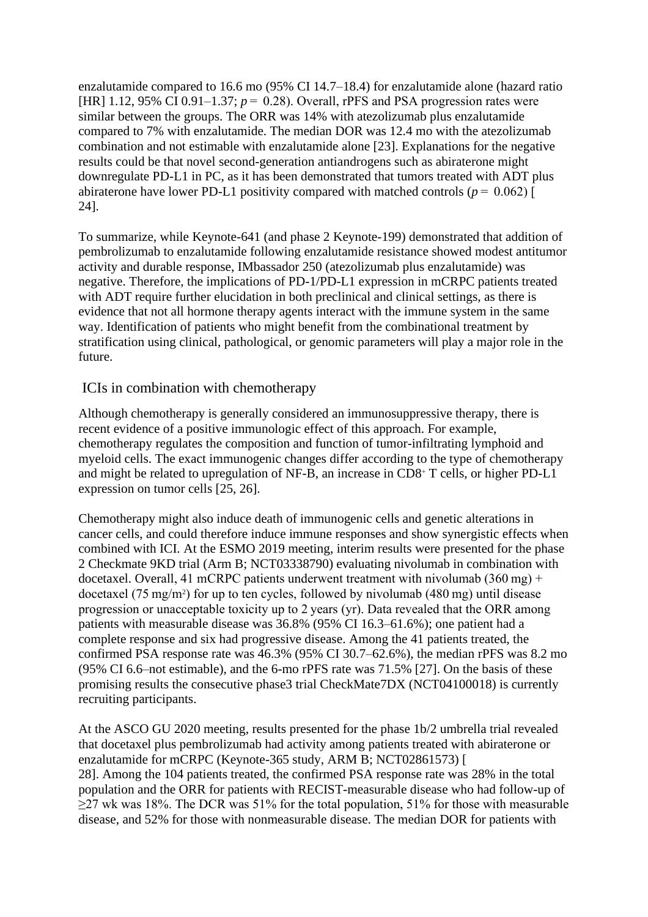enzalutamide compared to 16.6 mo (95% CI 14.7–18.4) for enzalutamide alone (hazard ratio [HR] 1.12, 95% CI 0.91–1.37; $p = 0.28$). Overall, rPFS and PSA progression rates were similar between the groups. The ORR was 14% with atezolizumab plus enzalutamide compared to 7% with enzalutamide. The median DOR was 12.4 mo with the atezolizumab combination and not estimable with enzalutamide alone [23]. Explanations for the negative results could be that novel second-generation antiandrogens such as abiraterone might downregulate PD-L1 in PC, as it has been demonstrated that tumors treated with ADT plus abiraterone have lower PD-L1 positivity compared with matched controls ($p = 0.062$) [24].

To summarize, while Keynote-641 (and phase 2 Keynote-199) demonstrated that addition of pembrolizumab to enzalutamide following enzalutamide resistance showed modest antitumor activity and durable response, IMbassador 250 (atezolizumab plus enzalutamide) was negative. Therefore, the implications of PD-1/PD-L1 expression in mCRPC patients treated with ADT require further elucidation in both preclinical and clinical settings, as there is evidence that not all hormone therapy agents interact with the immune system in the same way. Identification of patients who might benefit from the combinational treatment by stratification using clinical, pathological, or genomic parameters will play a major role in the future.

## ICIs in combination with chemotherapy

Although chemotherapy is generally considered an immunosuppressive therapy, there is recent evidence of a positive immunologic effect of this approach. For example, chemotherapy regulates the composition and function of tumor-infiltrating lymphoid and myeloid cells. The exact immunogenic changes differ according to the type of chemotherapy and might be related to upregulation of NF-B, an increase in $CD8^+$ T cells, or higher PD-L1 expression on tumor cells [25, 26].

Chemotherapy might also induce death of immunogenic cells and genetic alterations in cancer cells, and could therefore induce immune responses and show synergistic effects when combined with ICI. At the ESMO 2019 meeting, interim results were presented for the phase 2 Checkmate 9KD trial (Arm B; NCT03338790) evaluating nivolumab in combination with docetaxel. Overall, 41 mCRPC patients underwent treatment with nivolumab (360 mg) + docetaxel (75 mg/$m^2$) for up to ten cycles, followed by nivolumab (480 mg) until disease progression or unacceptable toxicity up to 2 years (yr). Data revealed that the ORR among patients with measurable disease was 36.8% (95% CI 16.3–61.6%); one patient had a complete response and six had progressive disease. Among the 41 patients treated, the confirmed PSA response rate was 46.3% (95% CI 30.7–62.6%), the median rPFS was 8.2 mo (95% CI 6.6–not estimable), and the 6-mo rPFS rate was 71.5% [27]. On the basis of these promising results the consecutive phase3 trial CheckMate7DX (NCT04100018) is currently recruiting participants.

At the ASCO GU 2020 meeting, results presented for the phase 1b/2 umbrella trial revealed that docetaxel plus pembrolizumab had activity among patients treated with abiraterone or enzalutamide for mCRPC (Keynote-365 study, ARM B; NCT02861573) [28]. Among the 104 patients treated, the confirmed PSA response rate was 28% in the total population and the ORR for patients with RECIST-measurable disease who had follow-up of ≥27 wk was 18%. The DCR was 51% for the total population, 51% for those with measurable disease, and 52% for those with nonmeasurable disease. The median DOR for patients with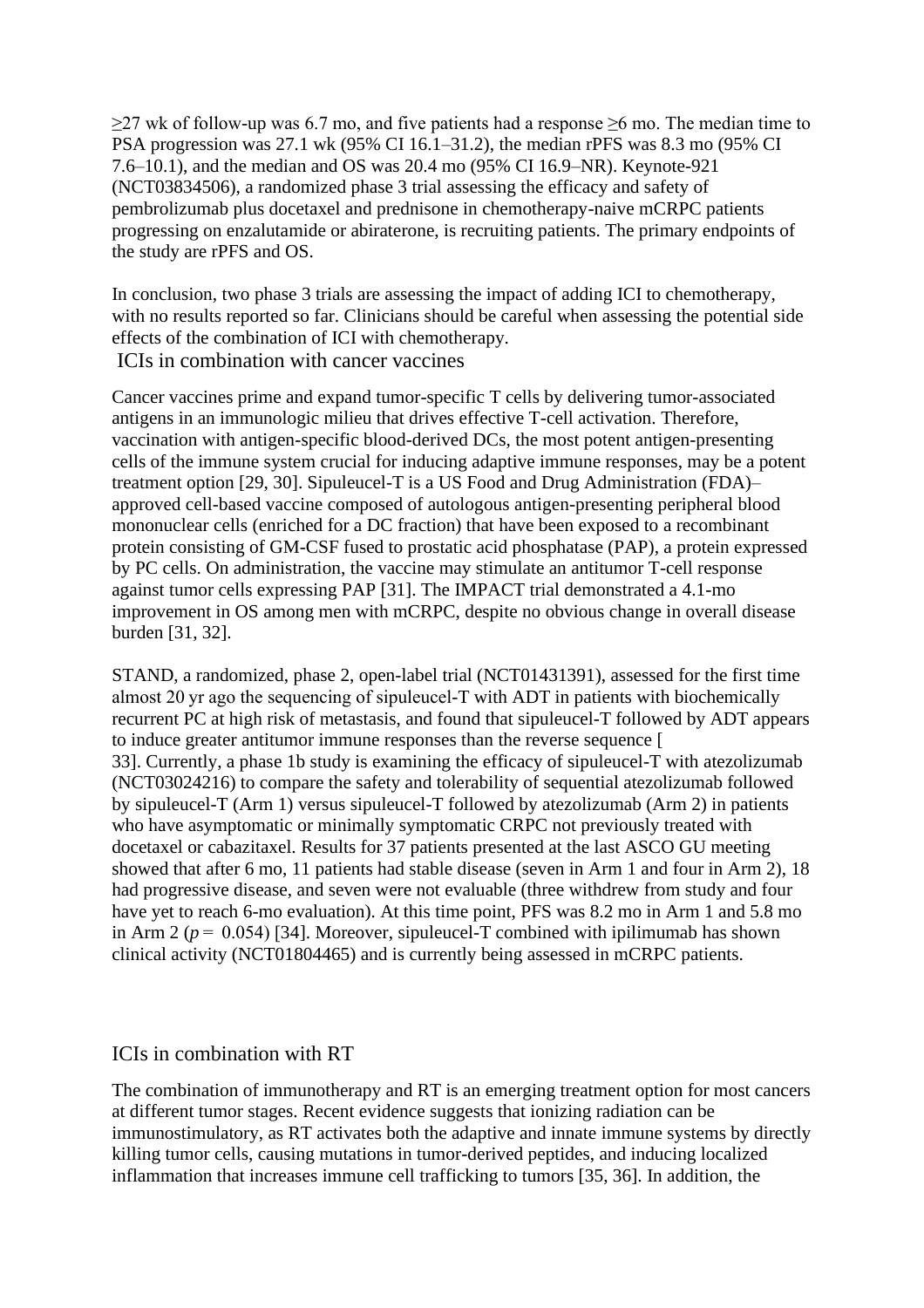≥27 wk of follow-up was 6.7 mo, and five patients had a response ≥6 mo. The median time to PSA progression was 27.1 wk (95% CI 16.1–31.2), the median rPFS was 8.3 mo (95% CI 7.6–10.1), and the median and OS was 20.4 mo (95% CI 16.9–NR). Keynote-921 (NCT03834506), a randomized phase 3 trial assessing the efficacy and safety of pembrolizumab plus docetaxel and prednisone in chemotherapy-naive mCRPC patients progressing on enzalutamide or abiraterone, is recruiting patients. The primary endpoints of the study are rPFS and OS.

In conclusion, two phase 3 trials are assessing the impact of adding ICI to chemotherapy, with no results reported so far. Clinicians should be careful when assessing the potential side effects of the combination of ICI with chemotherapy.

## ICIs in combination with cancer vaccines

Cancer vaccines prime and expand tumor-specific T cells by delivering tumor-associated antigens in an immunologic milieu that drives effective T-cell activation. Therefore, vaccination with antigen-specific blood-derived DCs, the most potent antigen-presenting cells of the immune system crucial for inducing adaptive immune responses, may be a potent treatment option [29, 30]. Sipuleucel-T is a US Food and Drug Administration (FDA)–approved cell-based vaccine composed of autologous antigen-presenting peripheral blood mononuclear cells (enriched for a DC fraction) that have been exposed to a recombinant protein consisting of GM-CSF fused to prostatic acid phosphatase (PAP), a protein expressed by PC cells. On administration, the vaccine may stimulate an antitumor T-cell response against tumor cells expressing PAP [31]. The IMPACT trial demonstrated a 4.1-mo improvement in OS among men with mCRPC, despite no obvious change in overall disease burden [31, 32].

STAND, a randomized, phase 2, open-label trial (NCT01431391), assessed for the first time almost 20 yr ago the sequencing of sipuleucel-T with ADT in patients with biochemically recurrent PC at high risk of metastasis, and found that sipuleucel-T followed by ADT appears to induce greater antitumor immune responses than the reverse sequence [33]. Currently, a phase 1b study is examining the efficacy of sipuleucel-T with atezolizumab (NCT03024216) to compare the safety and tolerability of sequential atezolizumab followed by sipuleucel-T (Arm 1) versus sipuleucel-T followed by atezolizumab (Arm 2) in patients who have asymptomatic or minimally symptomatic CRPC not previously treated with docetaxel or cabazitaxel. Results for 37 patients presented at the last ASCO GU meeting showed that after 6 mo, 11 patients had stable disease (seven in Arm 1 and four in Arm 2), 18 had progressive disease, and seven were not evaluable (three withdrew from study and four have yet to reach 6-mo evaluation). At this time point, PFS was 8.2 mo in Arm 1 and 5.8 mo in Arm 2 ($p = 0.054$) [34]. Moreover, sipuleucel-T combined with ipilimumab has shown clinical activity (NCT01804465) and is currently being assessed in mCRPC patients.

## ICIs in combination with RT

The combination of immunotherapy and RT is an emerging treatment option for most cancers at different tumor stages. Recent evidence suggests that ionizing radiation can be immunostimulatory, as RT activates both the adaptive and innate immune systems by directly killing tumor cells, causing mutations in tumor-derived peptides, and inducing localized inflammation that increases immune cell trafficking to tumors [35, 36]. In addition, the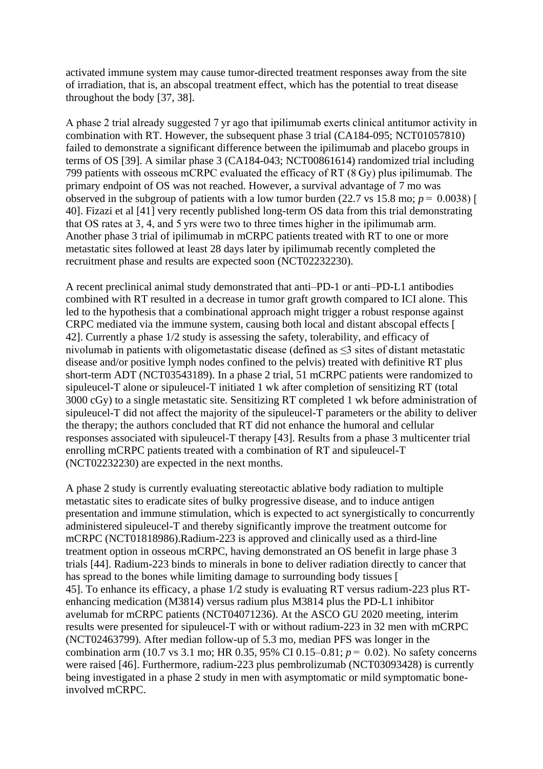activated immune system may cause tumor-directed treatment responses away from the site of irradiation, that is, an abscopal treatment effect, which has the potential to treat disease throughout the body [37, 38].

A phase 2 trial already suggested 7 yr ago that ipilimumab exerts clinical antitumor activity in combination with RT. However, the subsequent phase 3 trial (CA184-095; NCT01057810) failed to demonstrate a significant difference between the ipilimumab and placebo groups in terms of OS [39]. A similar phase 3 (CA184-043; NCT00861614) randomized trial including 799 patients with osseous mCRPC evaluated the efficacy of RT (8 Gy) plus ipilimumab. The primary endpoint of OS was not reached. However, a survival advantage of 7 mo was observed in the subgroup of patients with a low tumor burden (22.7 vs 15.8 mo; $p = 0.0038$) [40]. Fizazi et al [41] very recently published long-term OS data from this trial demonstrating that OS rates at 3, 4, and 5 yrs were two to three times higher in the ipilimumab arm. Another phase 3 trial of ipilimumab in mCRPC patients treated with RT to one or more metastatic sites followed at least 28 days later by ipilimumab recently completed the recruitment phase and results are expected soon (NCT02232230).

A recent preclinical animal study demonstrated that anti–PD-1 or anti–PD-L1 antibodies combined with RT resulted in a decrease in tumor graft growth compared to ICI alone. This led to the hypothesis that a combinational approach might trigger a robust response against CRPC mediated via the immune system, causing both local and distant abscopal effects [42]. Currently a phase 1/2 study is assessing the safety, tolerability, and efficacy of nivolumab in patients with oligometastatic disease (defined as ≤3 sites of distant metastatic disease and/or positive lymph nodes confined to the pelvis) treated with definitive RT plus short-term ADT (NCT03543189). In a phase 2 trial, 51 mCRPC patients were randomized to sipuleucel-T alone or sipuleucel-T initiated 1 wk after completion of sensitizing RT (total 3000 cGy) to a single metastatic site. Sensitizing RT completed 1 wk before administration of sipuleucel-T did not affect the majority of the sipuleucel-T parameters or the ability to deliver the therapy; the authors concluded that RT did not enhance the humoral and cellular responses associated with sipuleucel-T therapy [43]. Results from a phase 3 multicenter trial enrolling mCRPC patients treated with a combination of RT and sipuleucel-T (NCT02232230) are expected in the next months.

A phase 2 study is currently evaluating stereotactic ablative body radiation to multiple metastatic sites to eradicate sites of bulky progressive disease, and to induce antigen presentation and immune stimulation, which is expected to act synergistically to concurrently administered sipuleucel-T and thereby significantly improve the treatment outcome for mCRPC (NCT01818986).Radium-223 is approved and clinically used as a third-line treatment option in osseous mCRPC, having demonstrated an OS benefit in large phase 3 trials [44]. Radium-223 binds to minerals in bone to deliver radiation directly to cancer that has spread to the bones while limiting damage to surrounding body tissues [45]. To enhance its efficacy, a phase 1/2 study is evaluating RT versus radium-223 plus RT-enhancing medication (M3814) versus radium plus M3814 plus the PD-L1 inhibitor avelumab for mCRPC patients (NCT04071236). At the ASCO GU 2020 meeting, interim results were presented for sipuleucel-T with or without radium-223 in 32 men with mCRPC (NCT02463799). After median follow-up of 5.3 mo, median PFS was longer in the combination arm (10.7 vs 3.1 mo; HR 0.35, 95% CI 0.15–0.81; $p = 0.02$). No safety concerns were raised [46]. Furthermore, radium-223 plus pembrolizumab (NCT03093428) is currently being investigated in a phase 2 study in men with asymptomatic or mild symptomatic bone-involved mCRPC.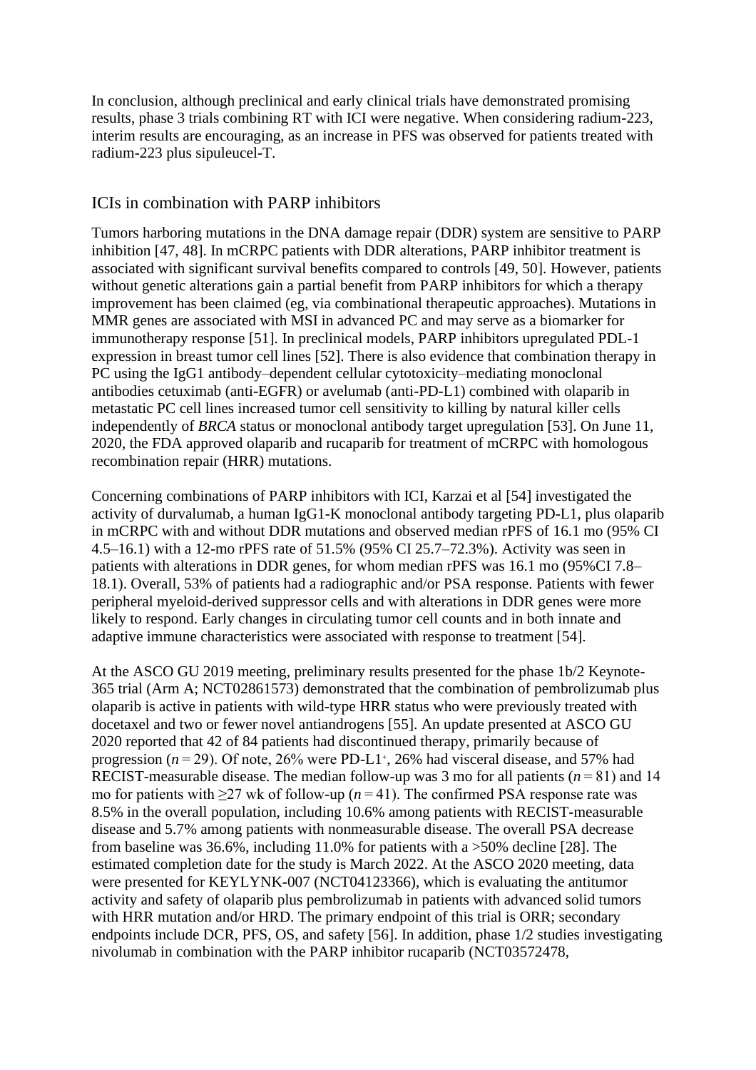In conclusion, although preclinical and early clinical trials have demonstrated promising results, phase 3 trials combining RT with ICI were negative. When considering radium-223, interim results are encouraging, as an increase in PFS was observed for patients treated with radium-223 plus sipuleucel-T.

## ICIs in combination with PARP inhibitors

Tumors harboring mutations in the DNA damage repair (DDR) system are sensitive to PARP inhibition [47, 48]. In mCRPC patients with DDR alterations, PARP inhibitor treatment is associated with significant survival benefits compared to controls [49, 50]. However, patients without genetic alterations gain a partial benefit from PARP inhibitors for which a therapy improvement has been claimed (eg, via combinational therapeutic approaches). Mutations in MMR genes are associated with MSI in advanced PC and may serve as a biomarker for immunotherapy response [51]. In preclinical models, PARP inhibitors upregulated PDL-1 expression in breast tumor cell lines [52]. There is also evidence that combination therapy in PC using the IgG1 antibody–dependent cellular cytotoxicity–mediating monoclonal antibodies cetuximab (anti-EGFR) or avelumab (anti-PD-L1) combined with olaparib in metastatic PC cell lines increased tumor cell sensitivity to killing by natural killer cells independently of *BRCA* status or monoclonal antibody target upregulation [53]. On June 11, 2020, the FDA approved olaparib and rucaparib for treatment of mCRPC with homologous recombination repair (HRR) mutations.

Concerning combinations of PARP inhibitors with ICI, Karzai et al [54] investigated the activity of durvalumab, a human IgG1-K monoclonal antibody targeting PD-L1, plus olaparib in mCRPC with and without DDR mutations and observed median rPFS of 16.1 mo (95% CI 4.5–16.1) with a 12-mo rPFS rate of 51.5% (95% CI 25.7–72.3%). Activity was seen in patients with alterations in DDR genes, for whom median rPFS was 16.1 mo (95%CI 7.8–18.1). Overall, 53% of patients had a radiographic and/or PSA response. Patients with fewer peripheral myeloid-derived suppressor cells and with alterations in DDR genes were more likely to respond. Early changes in circulating tumor cell counts and in both innate and adaptive immune characteristics were associated with response to treatment [54].

At the ASCO GU 2019 meeting, preliminary results presented for the phase 1b/2 Keynote-365 trial (Arm A; NCT02861573) demonstrated that the combination of pembrolizumab plus olaparib is active in patients with wild-type HRR status who were previously treated with docetaxel and two or fewer novel antiandrogens [55]. An update presented at ASCO GU 2020 reported that 42 of 84 patients had discontinued therapy, primarily because of progression ($n = 29$). Of note, 26% were PD-L1$^{+}$, 26% had visceral disease, and 57% had RECIST-measurable disease. The median follow-up was 3 mo for all patients ($n = 81$) and 14 mo for patients with ≥27 wk of follow-up ($n = 41$). The confirmed PSA response rate was 8.5% in the overall population, including 10.6% among patients with RECIST-measurable disease and 5.7% among patients with nonmeasurable disease. The overall PSA decrease from baseline was 36.6%, including 11.0% for patients with a >50% decline [28]. The estimated completion date for the study is March 2022. At the ASCO 2020 meeting, data were presented for KEYLYNK-007 (NCT04123366), which is evaluating the antitumor activity and safety of olaparib plus pembrolizumab in patients with advanced solid tumors with HRR mutation and/or HRD. The primary endpoint of this trial is ORR; secondary endpoints include DCR, PFS, OS, and safety [56]. In addition, phase 1/2 studies investigating nivolumab in combination with the PARP inhibitor rucaparib (NCT03572478,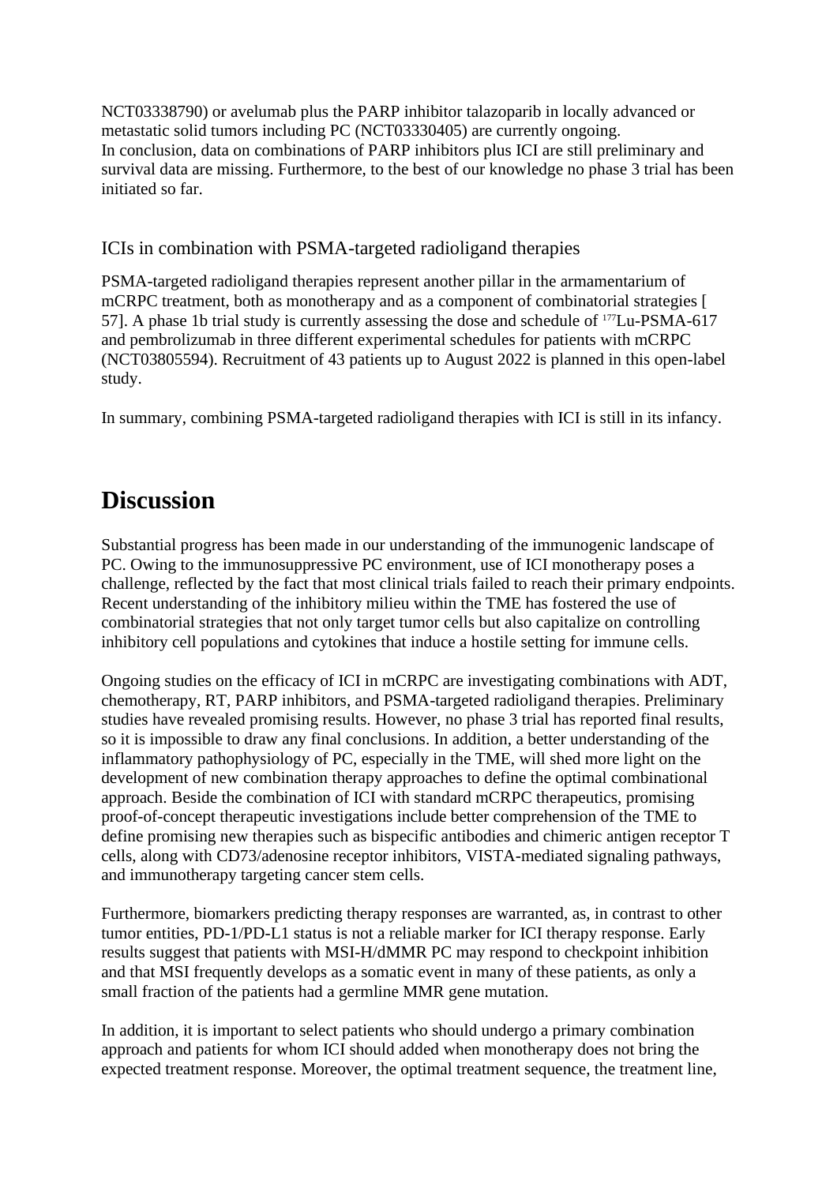NCT03338790) or avelumab plus the PARP inhibitor talazoparib in locally advanced or metastatic solid tumors including PC (NCT03330405) are currently ongoing.
In conclusion, data on combinations of PARP inhibitors plus ICI are still preliminary and survival data are missing. Furthermore, to the best of our knowledge no phase 3 trial has been initiated so far.

### ICIs in combination with PSMA-targeted radioligand therapies

PSMA-targeted radioligand therapies represent another pillar in the armamentarium of mCRPC treatment, both as monotherapy and as a component of combinatorial strategies [57]. A phase 1b trial study is currently assessing the dose and schedule of $^{177}$Lu-PSMA-617 and pembrolizumab in three different experimental schedules for patients with mCRPC (NCT03805594). Recruitment of 43 patients up to August 2022 is planned in this open-label study.

In summary, combining PSMA-targeted radioligand therapies with ICI is still in its infancy.

## Discussion

Substantial progress has been made in our understanding of the immunogenic landscape of PC. Owing to the immunosuppressive PC environment, use of ICI monotherapy poses a challenge, reflected by the fact that most clinical trials failed to reach their primary endpoints. Recent understanding of the inhibitory milieu within the TME has fostered the use of combinatorial strategies that not only target tumor cells but also capitalize on controlling inhibitory cell populations and cytokines that induce a hostile setting for immune cells.

Ongoing studies on the efficacy of ICI in mCRPC are investigating combinations with ADT, chemotherapy, RT, PARP inhibitors, and PSMA-targeted radioligand therapies. Preliminary studies have revealed promising results. However, no phase 3 trial has reported final results, so it is impossible to draw any final conclusions. In addition, a better understanding of the inflammatory pathophysiology of PC, especially in the TME, will shed more light on the development of new combination therapy approaches to define the optimal combinational approach. Beside the combination of ICI with standard mCRPC therapeutics, promising proof-of-concept therapeutic investigations include better comprehension of the TME to define promising new therapies such as bispecific antibodies and chimeric antigen receptor T cells, along with CD73/adenosine receptor inhibitors, VISTA-mediated signaling pathways, and immunotherapy targeting cancer stem cells.

Furthermore, biomarkers predicting therapy responses are warranted, as, in contrast to other tumor entities, PD-1/PD-L1 status is not a reliable marker for ICI therapy response. Early results suggest that patients with MSI-H/dMMR PC may respond to checkpoint inhibition and that MSI frequently develops as a somatic event in many of these patients, as only a small fraction of the patients had a germline MMR gene mutation.

In addition, it is important to select patients who should undergo a primary combination approach and patients for whom ICI should added when monotherapy does not bring the expected treatment response. Moreover, the optimal treatment sequence, the treatment line,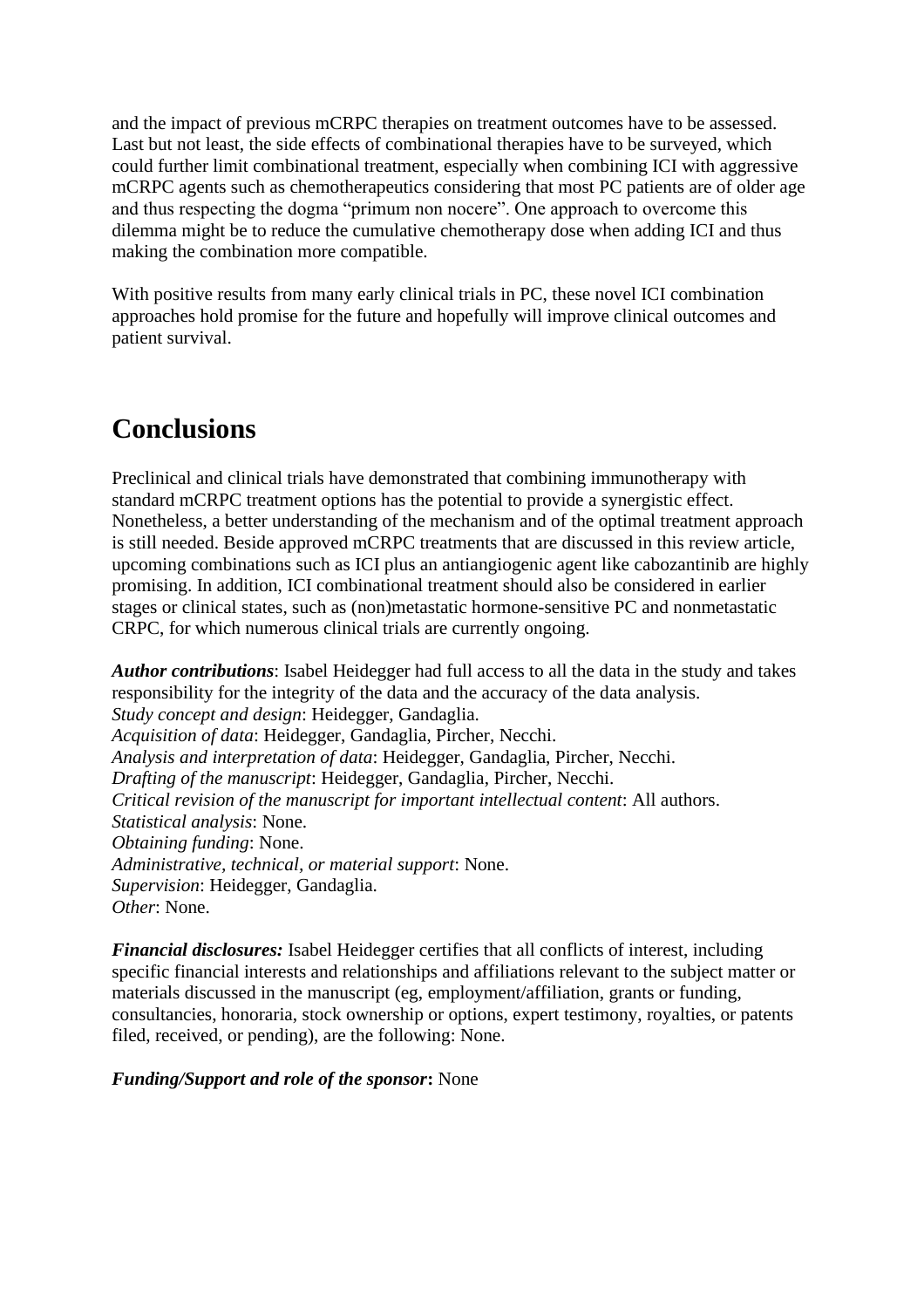and the impact of previous mCRPC therapies on treatment outcomes have to be assessed. Last but not least, the side effects of combinational therapies have to be surveyed, which could further limit combinational treatment, especially when combining ICI with aggressive mCRPC agents such as chemotherapeutics considering that most PC patients are of older age and thus respecting the dogma "primum non nocere". One approach to overcome this dilemma might be to reduce the cumulative chemotherapy dose when adding ICI and thus making the combination more compatible.

With positive results from many early clinical trials in PC, these novel ICI combination approaches hold promise for the future and hopefully will improve clinical outcomes and patient survival.

# Conclusions

Preclinical and clinical trials have demonstrated that combining immunotherapy with standard mCRPC treatment options has the potential to provide a synergistic effect. Nonetheless, a better understanding of the mechanism and of the optimal treatment approach is still needed. Beside approved mCRPC treatments that are discussed in this review article, upcoming combinations such as ICI plus an antiangiogenic agent like cabozantinib are highly promising. In addition, ICI combinational treatment should also be considered in earlier stages or clinical states, such as (non)metastatic hormone-sensitive PC and nonmetastatic CRPC, for which numerous clinical trials are currently ongoing.

***Author contributions***: Isabel Heidegger had full access to all the data in the study and takes responsibility for the integrity of the data and the accuracy of the data analysis.
*Study concept and design*: Heidegger, Gandaglia.
*Acquisition of data*: Heidegger, Gandaglia, Pircher, Necchi.
*Analysis and interpretation of data*: Heidegger, Gandaglia, Pircher, Necchi.
*Drafting of the manuscript*: Heidegger, Gandaglia, Pircher, Necchi.
*Critical revision of the manuscript for important intellectual content*: All authors.
*Statistical analysis*: None.
*Obtaining funding*: None.
*Administrative, technical, or material support*: None.
*Supervision*: Heidegger, Gandaglia.
*Other*: None.

***Financial disclosures:*** Isabel Heidegger certifies that all conflicts of interest, including specific financial interests and relationships and affiliations relevant to the subject matter or materials discussed in the manuscript (eg, employment/affiliation, grants or funding, consultancies, honoraria, stock ownership or options, expert testimony, royalties, or patents filed, received, or pending), are the following: None.

***Funding/Support and role of the sponsor*:** None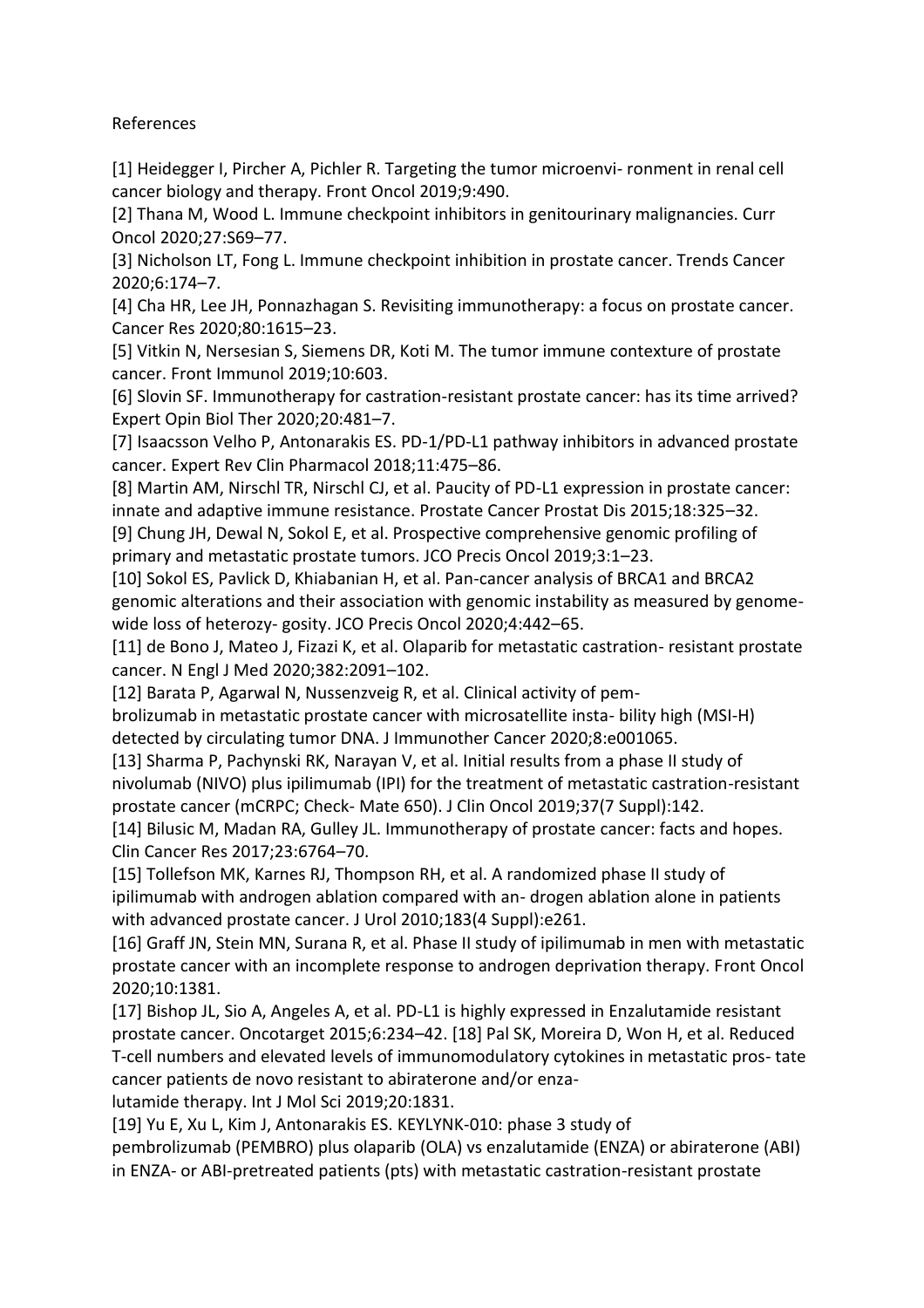References

[1] Heidegger I, Pircher A, Pichler R. Targeting the tumor microenvi- ronment in renal cell cancer biology and therapy. Front Oncol 2019;9:490.

[2] Thana M, Wood L. Immune checkpoint inhibitors in genitourinary malignancies. Curr Oncol 2020;27:S69–77.

[3] Nicholson LT, Fong L. Immune checkpoint inhibition in prostate cancer. Trends Cancer 2020;6:174–7.

[4] Cha HR, Lee JH, Ponnazhagan S. Revisiting immunotherapy: a focus on prostate cancer. Cancer Res 2020;80:1615–23.

[5] Vitkin N, Nersesian S, Siemens DR, Koti M. The tumor immune contexture of prostate cancer. Front Immunol 2019;10:603.

[6] Slovin SF. Immunotherapy for castration-resistant prostate cancer: has its time arrived? Expert Opin Biol Ther 2020;20:481–7.

[7] Isaacsson Velho P, Antonarakis ES. PD-1/PD-L1 pathway inhibitors in advanced prostate cancer. Expert Rev Clin Pharmacol 2018;11:475–86.

[8] Martin AM, Nirschl TR, Nirschl CJ, et al. Paucity of PD-L1 expression in prostate cancer: innate and adaptive immune resistance. Prostate Cancer Prostat Dis 2015;18:325–32.

[9] Chung JH, Dewal N, Sokol E, et al. Prospective comprehensive genomic profiling of primary and metastatic prostate tumors. JCO Precis Oncol 2019;3:1–23.

[10] Sokol ES, Pavlick D, Khiabanian H, et al. Pan-cancer analysis of BRCA1 and BRCA2 genomic alterations and their association with genomic instability as measured by genome-wide loss of heterozy- gosity. JCO Precis Oncol 2020;4:442–65.

[11] de Bono J, Mateo J, Fizazi K, et al. Olaparib for metastatic castration- resistant prostate cancer. N Engl J Med 2020;382:2091–102.

[12] Barata P, Agarwal N, Nussenzveig R, et al. Clinical activity of pem- brolizumab in metastatic prostate cancer with microsatellite insta- bility high (MSI-H) detected by circulating tumor DNA. J Immunother Cancer 2020;8:e001065.

[13] Sharma P, Pachynski RK, Narayan V, et al. Initial results from a phase II study of nivolumab (NIVO) plus ipilimumab (IPI) for the treatment of metastatic castration-resistant prostate cancer (mCRPC; Check- Mate 650). J Clin Oncol 2019;37(7 Suppl):142.

[14] Bilusic M, Madan RA, Gulley JL. Immunotherapy of prostate cancer: facts and hopes. Clin Cancer Res 2017;23:6764–70.

[15] Tollefson MK, Karnes RJ, Thompson RH, et al. A randomized phase II study of ipilimumab with androgen ablation compared with an- drogen ablation alone in patients with advanced prostate cancer. J Urol 2010;183(4 Suppl):e261.

[16] Graff JN, Stein MN, Surana R, et al. Phase II study of ipilimumab in men with metastatic prostate cancer with an incomplete response to androgen deprivation therapy. Front Oncol 2020;10:1381.

[17] Bishop JL, Sio A, Angeles A, et al. PD-L1 is highly expressed in Enzalutamide resistant prostate cancer. Oncotarget 2015;6:234–42.

[18] Pal SK, Moreira D, Won H, et al. Reduced T-cell numbers and elevated levels of immunomodulatory cytokines in metastatic pros- tate cancer patients de novo resistant to abiraterone and/or enza- lutamide therapy. Int J Mol Sci 2019;20:1831.

[19] Yu E, Xu L, Kim J, Antonarakis ES. KEYLYNK-010: phase 3 study of pembrolizumab (PEMBRO) plus olaparib (OLA) vs enzalutamide (ENZA) or abiraterone (ABI) in ENZA- or ABI-pretreated patients (pts) with metastatic castration-resistant prostate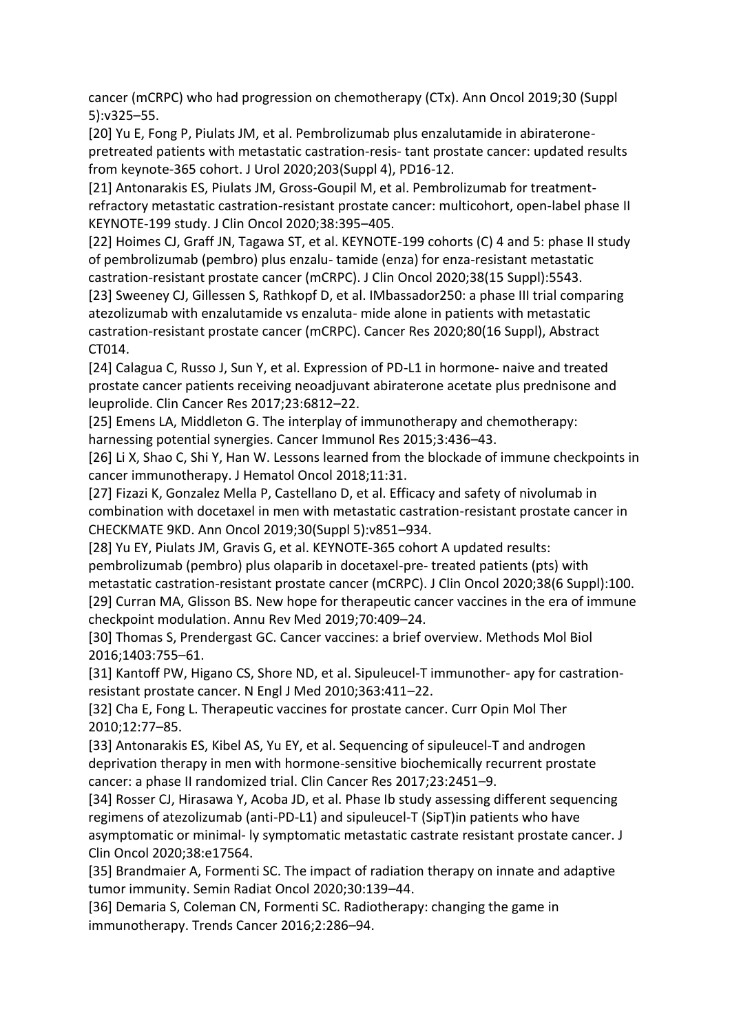cancer (mCRPC) who had progression on chemotherapy (CTx). Ann Oncol 2019;30 (Suppl 5):v325–55.

[20] Yu E, Fong P, Piulats JM, et al. Pembrolizumab plus enzalutamide in abiraterone-pretreated patients with metastatic castration-resis- tant prostate cancer: updated results from keynote-365 cohort. J Urol 2020;203(Suppl 4), PD16-12.

[21] Antonarakis ES, Piulats JM, Gross-Goupil M, et al. Pembrolizumab for treatment-refractory metastatic castration-resistant prostate cancer: multicohort, open-label phase II KEYNOTE-199 study. J Clin Oncol 2020;38:395–405.

[22] Hoimes CJ, Graff JN, Tagawa ST, et al. KEYNOTE-199 cohorts (C) 4 and 5: phase II study of pembrolizumab (pembro) plus enzalu- tamide (enza) for enza-resistant metastatic castration-resistant prostate cancer (mCRPC). J Clin Oncol 2020;38(15 Suppl):5543.

[23] Sweeney CJ, Gillessen S, Rathkopf D, et al. IMbassador250: a phase III trial comparing atezolizumab with enzalutamide vs enzaluta- mide alone in patients with metastatic castration-resistant prostate cancer (mCRPC). Cancer Res 2020;80(16 Suppl), Abstract CT014.

[24] Calagua C, Russo J, Sun Y, et al. Expression of PD-L1 in hormone- naive and treated prostate cancer patients receiving neoadjuvant abiraterone acetate plus prednisone and leuprolide. Clin Cancer Res 2017;23:6812–22.

[25] Emens LA, Middleton G. The interplay of immunotherapy and chemotherapy: harnessing potential synergies. Cancer Immunol Res 2015;3:436–43.

[26] Li X, Shao C, Shi Y, Han W. Lessons learned from the blockade of immune checkpoints in cancer immunotherapy. J Hematol Oncol 2018;11:31.

[27] Fizazi K, Gonzalez Mella P, Castellano D, et al. Efficacy and safety of nivolumab in combination with docetaxel in men with metastatic castration-resistant prostate cancer in CHECKMATE 9KD. Ann Oncol 2019;30(Suppl 5):v851–934.

[28] Yu EY, Piulats JM, Gravis G, et al. KEYNOTE-365 cohort A updated results: pembrolizumab (pembro) plus olaparib in docetaxel-pre- treated patients (pts) with metastatic castration-resistant prostate cancer (mCRPC). J Clin Oncol 2020;38(6 Suppl):100.

[29] Curran MA, Glisson BS. New hope for therapeutic cancer vaccines in the era of immune checkpoint modulation. Annu Rev Med 2019;70:409–24.

[30] Thomas S, Prendergast GC. Cancer vaccines: a brief overview. Methods Mol Biol 2016;1403:755–61.

[31] Kantoff PW, Higano CS, Shore ND, et al. Sipuleucel-T immunother- apy for castration-resistant prostate cancer. N Engl J Med 2010;363:411–22.

[32] Cha E, Fong L. Therapeutic vaccines for prostate cancer. Curr Opin Mol Ther 2010;12:77–85.

[33] Antonarakis ES, Kibel AS, Yu EY, et al. Sequencing of sipuleucel-T and androgen deprivation therapy in men with hormone-sensitive biochemically recurrent prostate cancer: a phase II randomized trial. Clin Cancer Res 2017;23:2451–9.

[34] Rosser CJ, Hirasawa Y, Acoba JD, et al. Phase Ib study assessing different sequencing regimens of atezolizumab (anti-PD-L1) and sipuleucel-T (SipT)in patients who have asymptomatic or minimal- ly symptomatic metastatic castrate resistant prostate cancer. J Clin Oncol 2020;38:e17564.

[35] Brandmaier A, Formenti SC. The impact of radiation therapy on innate and adaptive tumor immunity. Semin Radiat Oncol 2020;30:139–44.

[36] Demaria S, Coleman CN, Formenti SC. Radiotherapy: changing the game in immunotherapy. Trends Cancer 2016;2:286–94.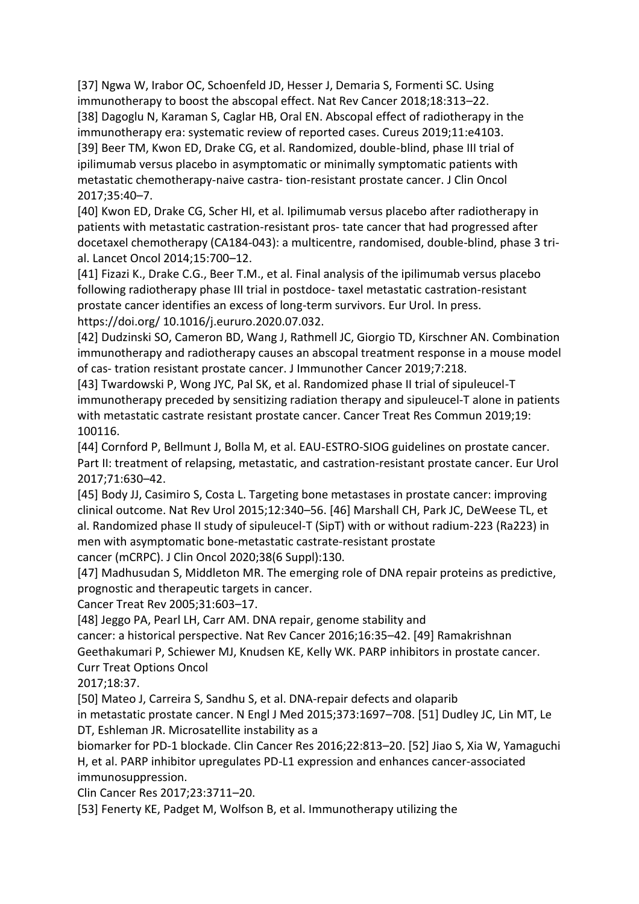[37] Ngwa W, Irabor OC, Schoenfeld JD, Hesser J, Demaria S, Formenti SC. Using immunotherapy to boost the abscopal effect. Nat Rev Cancer 2018;18:313–22.

[38] Dagoglu N, Karaman S, Caglar HB, Oral EN. Abscopal effect of radiotherapy in the immunotherapy era: systematic review of reported cases. Cureus 2019;11:e4103.

[39] Beer TM, Kwon ED, Drake CG, et al. Randomized, double-blind, phase III trial of ipilimumab versus placebo in asymptomatic or minimally symptomatic patients with metastatic chemotherapy-naive castra- tion-resistant prostate cancer. J Clin Oncol 2017;35:40–7.

[40] Kwon ED, Drake CG, Scher HI, et al. Ipilimumab versus placebo after radiotherapy in patients with metastatic castration-resistant pros- tate cancer that had progressed after docetaxel chemotherapy (CA184-043): a multicentre, randomised, double-blind, phase 3 tri- al. Lancet Oncol 2014;15:700–12.

[41] Fizazi K., Drake C.G., Beer T.M., et al. Final analysis of the ipilimumab versus placebo following radiotherapy phase III trial in postdoce- taxel metastatic castration-resistant prostate cancer identifies an excess of long-term survivors. Eur Urol. In press. https://doi.org/ 10.1016/j.eururo.2020.07.032.

[42] Dudzinski SO, Cameron BD, Wang J, Rathmell JC, Giorgio TD, Kirschner AN. Combination immunotherapy and radiotherapy causes an abscopal treatment response in a mouse model of cas- tration resistant prostate cancer. J Immunother Cancer 2019;7:218.

[43] Twardowski P, Wong JYC, Pal SK, et al. Randomized phase II trial of sipuleucel-T immunotherapy preceded by sensitizing radiation therapy and sipuleucel-T alone in patients with metastatic castrate resistant prostate cancer. Cancer Treat Res Commun 2019;19: 100116.

[44] Cornford P, Bellmunt J, Bolla M, et al. EAU-ESTRO-SIOG guidelines on prostate cancer. Part II: treatment of relapsing, metastatic, and castration-resistant prostate cancer. Eur Urol 2017;71:630–42.

[45] Body JJ, Casimiro S, Costa L. Targeting bone metastases in prostate cancer: improving clinical outcome. Nat Rev Urol 2015;12:340–56. [46] Marshall CH, Park JC, DeWeese TL, et al. Randomized phase II study of sipuleucel-T (SipT) with or without radium-223 (Ra223) in men with asymptomatic bone-metastatic castrate-resistant prostate cancer (mCRPC). J Clin Oncol 2020;38(6 Suppl):130.

[47] Madhusudan S, Middleton MR. The emerging role of DNA repair proteins as predictive, prognostic and therapeutic targets in cancer. Cancer Treat Rev 2005;31:603–17.

[48] Jeggo PA, Pearl LH, Carr AM. DNA repair, genome stability and cancer: a historical perspective. Nat Rev Cancer 2016;16:35–42. [49] Ramakrishnan Geethakumari P, Schiewer MJ, Knudsen KE, Kelly WK. PARP inhibitors in prostate cancer. Curr Treat Options Oncol 2017;18:37.

[50] Mateo J, Carreira S, Sandhu S, et al. DNA-repair defects and olaparib in metastatic prostate cancer. N Engl J Med 2015;373:1697–708. [51] Dudley JC, Lin MT, Le DT, Eshleman JR. Microsatellite instability as a biomarker for PD-1 blockade. Clin Cancer Res 2016;22:813–20. [52] Jiao S, Xia W, Yamaguchi H, et al. PARP inhibitor upregulates PD-L1 expression and enhances cancer-associated immunosuppression. Clin Cancer Res 2017;23:3711–20.

[53] Fenerty KE, Padget M, Wolfson B, et al. Immunotherapy utilizing the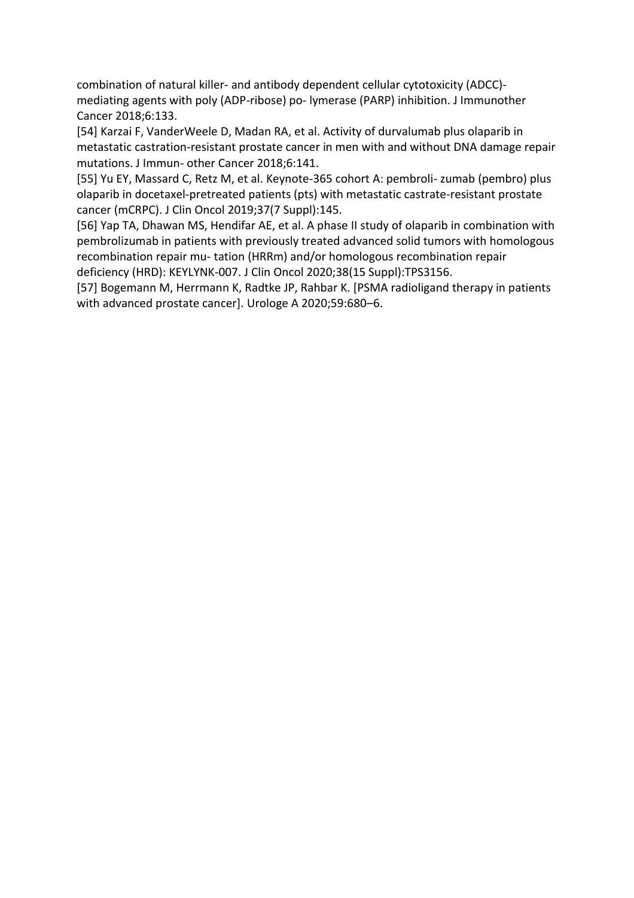combination of natural killer- and antibody dependent cellular cytotoxicity (ADCC)-mediating agents with poly (ADP-ribose) po- lymerase (PARP) inhibition. J Immunother Cancer 2018;6:133.

[54] Karzai F, VanderWeele D, Madan RA, et al. Activity of durvalumab plus olaparib in metastatic castration-resistant prostate cancer in men with and without DNA damage repair mutations. J Immun- other Cancer 2018;6:141.

[55] Yu EY, Massard C, Retz M, et al. Keynote-365 cohort A: pembroli- zumab (pembro) plus olaparib in docetaxel-pretreated patients (pts) with metastatic castrate-resistant prostate cancer (mCRPC). J Clin Oncol 2019;37(7 Suppl):145.

[56] Yap TA, Dhawan MS, Hendifar AE, et al. A phase II study of olaparib in combination with pembrolizumab in patients with previously treated advanced solid tumors with homologous recombination repair mu- tation (HRRm) and/or homologous recombination repair deficiency (HRD): KEYLYNK-007. J Clin Oncol 2020;38(15 Suppl):TPS3156.

[57] Bogemann M, Herrmann K, Radtke JP, Rahbar K. [PSMA radioligand therapy in patients with advanced prostate cancer]. Urologe A 2020;59:680–6.